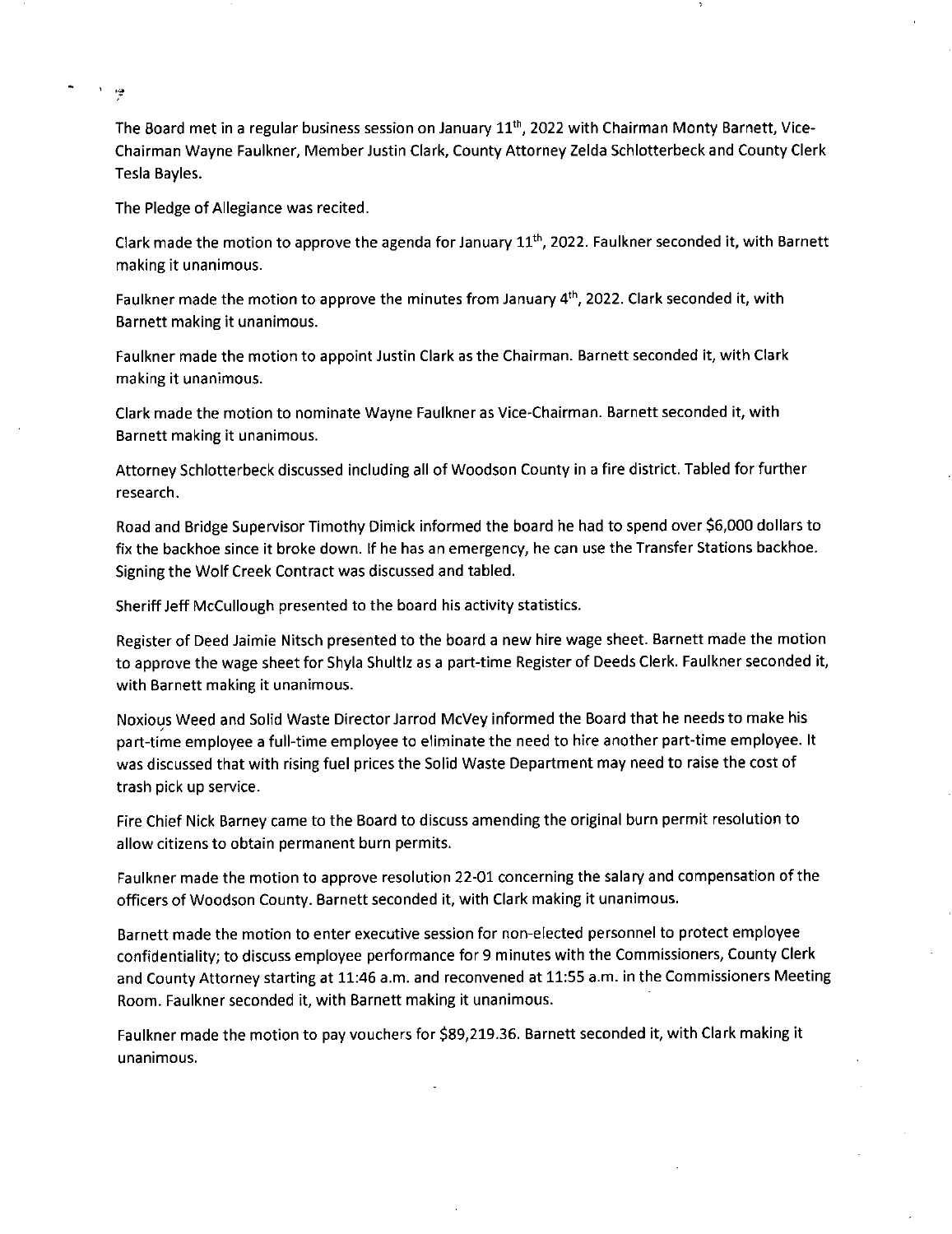The Board met in a regular business session on January 11th, 2022 with Chairman Monty Barnett, Vice-Chairman Wayne Faulkner, Member Justin Clark, County Attorney Zelda Schlotterbeck and County Clerk Tesla Bayles.

The Pledge of Allegiance was recited.

Clark made the motion to approve the agenda for January 11th, 2022. Faulkner seconded it, with Barnett making it unanimous.

Faulkner made the motion to approve the minutes from January 4th, 2022. Clark seconded it, with Barnett making it unanimous.

Faulkner made the motion to appoint Justin Clark as the Chairman. Barnett seconded it, with Clark making it unanimous.

Clark made the motion to nominate Wayne Faulkner as Vice-Chairman. Barnett seconded it, with Barnett making it unanimous.

Attorney Schlotterbeck discussed including all of Woodson County in a fire district. Tabled for further research.

Road and Bridge Supervisor Timothy Dimick informed the board he had to spend over $6,000 dollars to fix the backhoe since it broke down. If he has an emergency, he can use the Transfer Stations backhoe. Signing the Wolf Creek Contract was discussed and tabled.

Sheriff Jeff McCullough presented to the board his activity statistics.

Register of Deed Jaimie Nitsch presented to the board a new hire wage sheet. Barnett made the motion to approve the wage sheet for Shyla Shultlz as a part-time Register of Deeds Clerk. Faulkner seconded it, with Barnett making it unanimous.

Noxious Weed and Solid Waste Director Jarrod McVey informed the Board that he needs to make his part-time employee a full-time employee to eliminate the need to hire another part-time employee. It was discussed that with rising fuel prices the Solid Waste Department may need to raise the cost of trash pick up service.

Fire Chief Nick Barney came to the Board to discuss amending the original burn permit resolution to allow citizens to obtain permanent burn permits.

Faulkner made the motion to approve resolution 22-01 concerning the salary and compensation of the officers of Woodson County. Barnett seconded it, with Clark making it unanimous.

Barnett made the motion to enter executive session for non-elected personnel to protect employee confidentiality; to discuss employee performance for 9 minutes with the Commissioners, County Clerk and County Attorney starting at 11:46 a.m. and reconvened at 11:55 a.m. in the Commissioners Meeting Room. Faulkner seconded it, with Barnett making it unanimous.

Faulkner made the motion to pay vouchers for $89,219.36. Barnett seconded it, with Clark making it unanimous.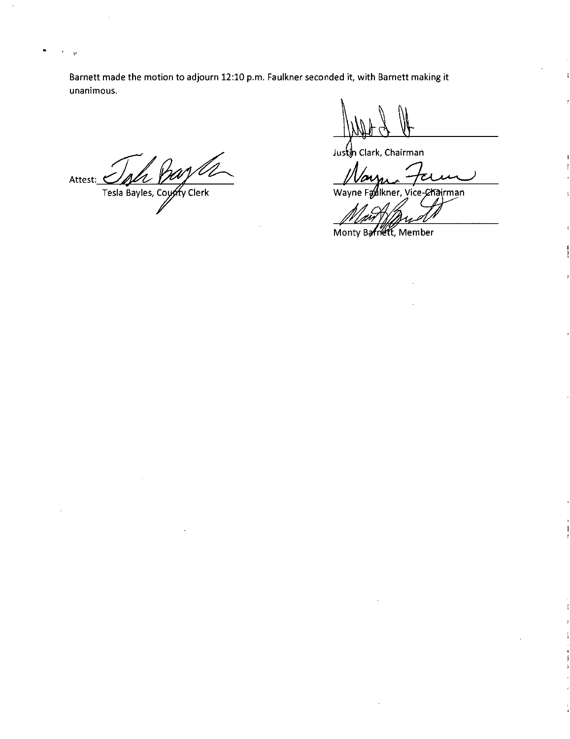Barnett made the motion to adjourn 12:10 p.m. Faulkner seconded it, with Barnett making it unanimous.

Attest: ______________________
Tesla Bayles, County Clerk

______________________
Justin Clark, Chairman

______________________
Wayne Faulkner, Vice-Chairman

______________________
Monty Barnett, Member